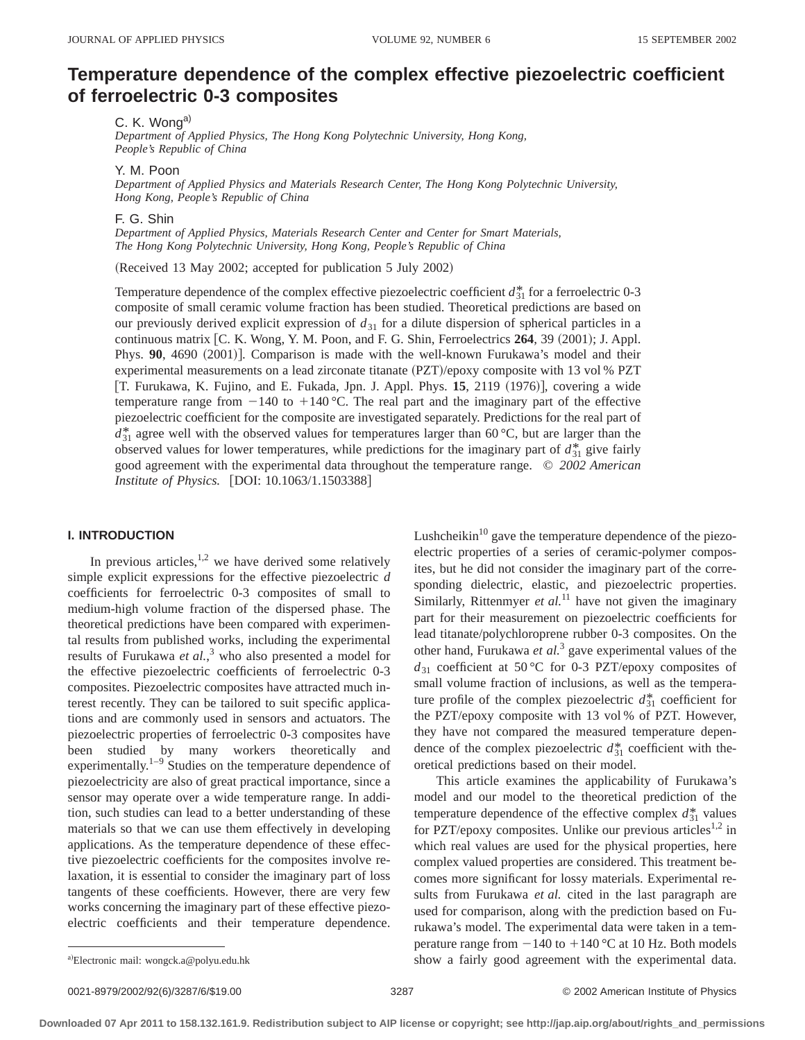# Temperature dependence of the complex effective piezoelectric coefficient of ferroelectric 0-3 composites

C. K. Wong[a)]
*Department of Applied Physics, The Hong Kong Polytechnic University, Hong Kong, People's Republic of China*

Y. M. Poon
*Department of Applied Physics and Materials Research Center, The Hong Kong Polytechnic University, Hong Kong, People's Republic of China*

F. G. Shin
*Department of Applied Physics, Materials Research Center and Center for Smart Materials, The Hong Kong Polytechnic University, Hong Kong, People's Republic of China*

(Received 13 May 2002; accepted for publication 5 July 2002)

Temperature dependence of the complex effective piezoelectric coefficient $d_{31}^*$ for a ferroelectric 0-3 composite of small ceramic volume fraction has been studied. Theoretical predictions are based on our previously derived explicit expression of $d_{31}$ for a dilute dispersion of spherical particles in a continuous matrix [C. K. Wong, Y. M. Poon, and F. G. Shin, Ferroelectrics **264**, 39 (2001); J. Appl. Phys. **90**, 4690 (2001)]. Comparison is made with the well-known Furukawa's model and their experimental measurements on a lead zirconate titanate (PZT)/epoxy composite with 13 vol % PZT [T. Furukawa, K. Fujino, and E. Fukada, Jpn. J. Appl. Phys. **15**, 2119 (1976)], covering a wide temperature range from −140 to +140 °C. The real part and the imaginary part of the effective piezoelectric coefficient for the composite are investigated separately. Predictions for the real part of $d_{31}^*$ agree well with the observed values for temperatures larger than 60 °C, but are larger than the observed values for lower temperatures, while predictions for the imaginary part of $d_{31}^*$ give fairly good agreement with the experimental data throughout the temperature range. *© 2002 American Institute of Physics.* [DOI: 10.1063/1.1503388]

## I. INTRODUCTION

In previous articles,[1,2] we have derived some relatively simple explicit expressions for the effective piezoelectric $d$ coefficients for ferroelectric 0-3 composites of small to medium-high volume fraction of the dispersed phase. The theoretical predictions have been compared with experimental results from published works, including the experimental results of Furukawa *et al.*,[3] who also presented a model for the effective piezoelectric coefficients of ferroelectric 0-3 composites. Piezoelectric composites have attracted much interest recently. They can be tailored to suit specific applications and are commonly used in sensors and actuators. The piezoelectric properties of ferroelectric 0-3 composites have been studied by many workers theoretically and experimentally.[1–9] Studies on the temperature dependence of piezoelectricity are also of great practical importance, since a sensor may operate over a wide temperature range. In addition, such studies can lead to a better understanding of these materials so that we can use them effectively in developing applications. As the temperature dependence of these effective piezoelectric coefficients for the composites involve relaxation, it is essential to consider the imaginary part of loss tangents of these coefficients. However, there are very few works concerning the imaginary part of these effective piezoelectric coefficients and their temperature dependence. Lushcheikin[10] gave the temperature dependence of the piezoelectric properties of a series of ceramic-polymer composites, but he did not consider the imaginary part of the corresponding dielectric, elastic, and piezoelectric properties. Similarly, Rittenmyer *et al.*[11] have not given the imaginary part for their measurement on piezoelectric coefficients for lead titanate/polychloroprene rubber 0-3 composites. On the other hand, Furukawa *et al.*[3] gave experimental values of the $d_{31}$ coefficient at 50 °C for 0-3 PZT/epoxy composites of small volume fraction of inclusions, as well as the temperature profile of the complex piezoelectric $d_{31}^*$ coefficient for the PZT/epoxy composite with 13 vol % of PZT. However, they have not compared the measured temperature dependence of the complex piezoelectric $d_{31}^*$ coefficient with theoretical predictions based on their model.

This article examines the applicability of Furukawa's model and our model to the theoretical prediction of the temperature dependence of the effective complex $d_{31}^*$ values for PZT/epoxy composites. Unlike our previous articles[1,2] in which real values are used for the physical properties, here complex valued properties are considered. This treatment becomes more significant for lossy materials. Experimental results from Furukawa *et al.* cited in the last paragraph are used for comparison, along with the prediction based on Furukawa's model. The experimental data were taken in a temperature range from −140 to +140 °C at 10 Hz. Both models show a fairly good agreement with the experimental data.

a) Electronic mail: wongck.a@polyu.edu.hk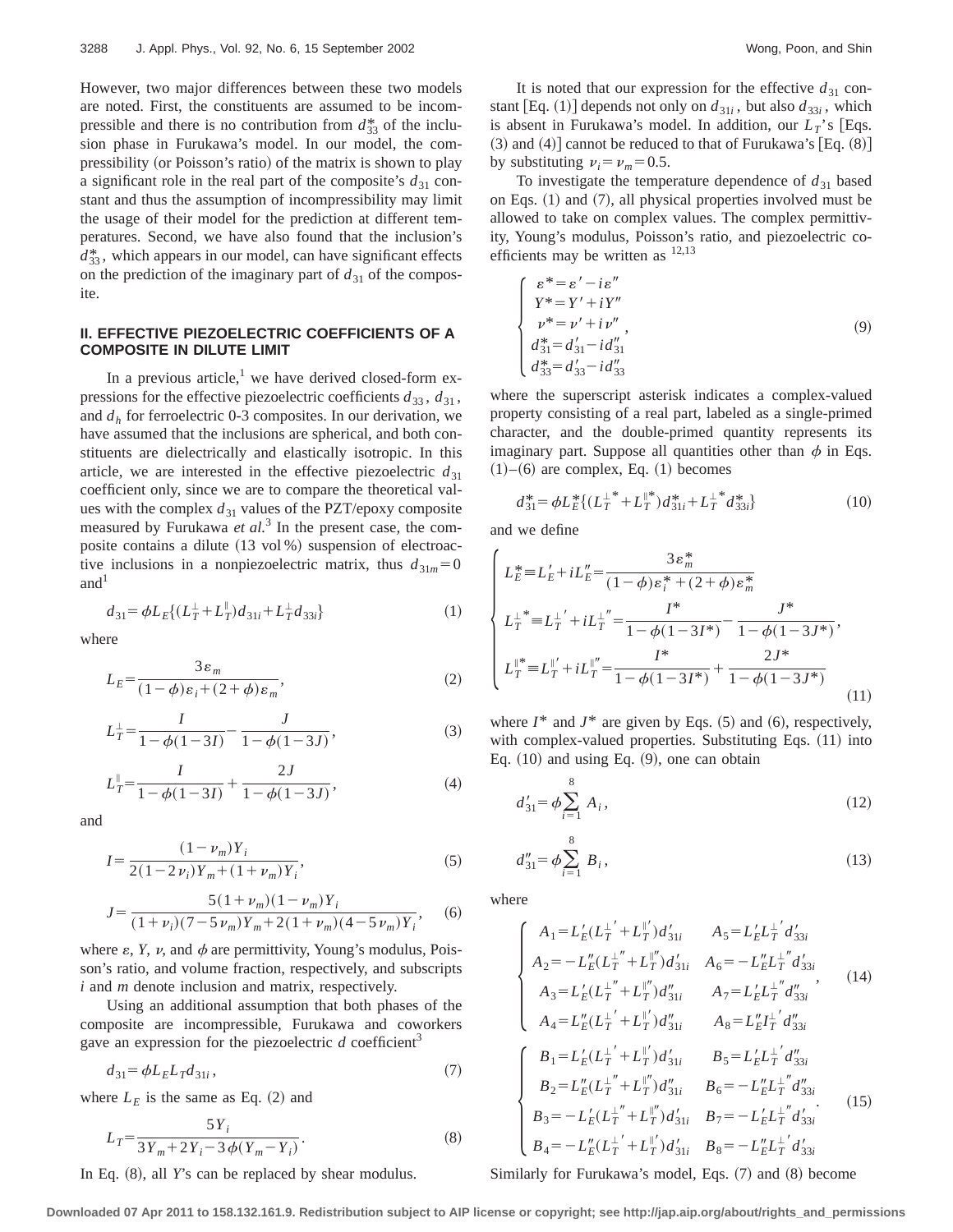However, two major differences between these two models are noted. First, the constituents are assumed to be incompressible and there is no contribution from $d_{33}^*$ of the inclusion phase in Furukawa's model. In our model, the compressibility (or Poisson's ratio) of the matrix is shown to play a significant role in the real part of the composite's $d_{31}$ constant and thus the assumption of incompressibility may limit the usage of their model for the prediction at different temperatures. Second, we have also found that the inclusion's $d_{33}^*$, which appears in our model, can have significant effects on the prediction of the imaginary part of $d_{31}$ of the composite.

## II. EFFECTIVE PIEZOELECTRIC COEFFICIENTS OF A COMPOSITE IN DILUTE LIMIT

In a previous article,[1] we have derived closed-form expressions for the effective piezoelectric coefficients $d_{33}$, $d_{31}$, and $d_h$ for ferroelectric 0-3 composites. In our derivation, we have assumed that the inclusions are spherical, and both constituents are dielectrically and elastically isotropic. In this article, we are interested in the effective piezoelectric $d_{31}$ coefficient only, since we are to compare the theoretical values with the complex $d_{31}$ values of the PZT/epoxy composite measured by Furukawa *et al.*[3] In the present case, the composite contains a dilute (13 vol %) suspension of electroactive inclusions in a nonpiezoelectric matrix, thus $d_{31m}=0$ and[1]

$$d_{31}=\phi L_E\{(L_T^{\perp}+L_T^{\parallel})d_{31i}+L_T^{\perp}d_{33i}\} \tag{1}$$

where

$$L_E=\frac{3\varepsilon_m}{(1-\phi)\varepsilon_i+(2+\phi)\varepsilon_m}, \tag{2}$$

$$L_T^{\perp}=\frac{I}{1-\phi(1-3I)}-\frac{J}{1-\phi(1-3J)}, \tag{3}$$

$$L_T^{\parallel}=\frac{I}{1-\phi(1-3I)}+\frac{2J}{1-\phi(1-3J)}, \tag{4}$$

and

$$I=\frac{(1-\nu_m)Y_i}{2(1-2\nu_i)Y_m+(1+\nu_m)Y_i}, \tag{5}$$

$$J=\frac{5(1+\nu_m)(1-\nu_m)Y_i}{(1+\nu_i)(7-5\nu_m)Y_m+2(1+\nu_m)(4-5\nu_m)Y_i}, \tag{6}$$

where $\varepsilon$, $Y$, $\nu$, and $\phi$ are permittivity, Young's modulus, Poisson's ratio, and volume fraction, respectively, and subscripts $i$ and $m$ denote inclusion and matrix, respectively.

Using an additional assumption that both phases of the composite are incompressible, Furukawa and coworkers gave an expression for the piezoelectric $d$ coefficient[3]

$$d_{31}=\phi L_E L_T d_{31i}, \tag{7}$$

where $L_E$ is the same as Eq. (2) and

$$L_T=\frac{5Y_i}{3Y_m+2Y_i-3\phi(Y_m-Y_i)}. \tag{8}$$

In Eq. (8), all $Y$'s can be replaced by shear modulus.

It is noted that our expression for the effective $d_{31}$ constant [Eq. (1)] depends not only on $d_{31i}$, but also $d_{33i}$, which is absent in Furukawa's model. In addition, our $L_T$'s [Eqs. (3) and (4)] cannot be reduced to that of Furukawa's [Eq. (8)] by substituting $\nu_i=\nu_m=0.5$.

To investigate the temperature dependence of $d_{31}$ based on Eqs. (1) and (7), all physical properties involved must be allowed to take on complex values. The complex permittivity, Young's modulus, Poisson's ratio, and piezoelectric coefficients may be written as [12,13]

$$\begin{cases} \varepsilon^*=\varepsilon'-i\varepsilon'' \\ Y^*=Y'+iY'' \\ \nu^*=\nu'+i\nu'' \\ d_{31}^*=d_{31}'-id_{31}'' \\ d_{33}^*=d_{33}'-id_{33}'' \end{cases}, \tag{9}$$

where the superscript asterisk indicates a complex-valued property consisting of a real part, labeled as a single-primed character, and the double-primed quantity represents its imaginary part. Suppose all quantities other than $\phi$ in Eqs. (1)–(6) are complex, Eq. (1) becomes

$$d_{31}^*=\phi L_E^*\{(L_T^{\perp *}+L_T^{\parallel *})d_{31i}^*+L_T^{\perp *}d_{33i}^*\} \tag{10}$$

and we define

$$\begin{cases} L_E^*\equiv L_E'+iL_E''=\dfrac{3\varepsilon_m^*}{(1-\phi)\varepsilon_i^*+(2+\phi)\varepsilon_m^*} \\ L_T^{\perp *}\equiv L_T^{\perp\prime}+iL_T^{\perp\prime\prime}=\dfrac{I^*}{1-\phi(1-3I^*)}-\dfrac{J^*}{1-\phi(1-3J^*)}, \\ L_T^{\parallel *}\equiv L_T^{\parallel\prime}+iL_T^{\parallel\prime\prime}=\dfrac{I^*}{1-\phi(1-3I^*)}+\dfrac{2J^*}{1-\phi(1-3J^*)} \end{cases} \tag{11}$$

where $I^*$ and $J^*$ are given by Eqs. (5) and (6), respectively, with complex-valued properties. Substituting Eqs. (11) into Eq. (10) and using Eq. (9), one can obtain

$$d_{31}'=\phi\sum_{i=1}^{8}A_i, \tag{12}$$

$$d_{31}''=\phi\sum_{i=1}^{8}B_i, \tag{13}$$

where

$$\begin{cases} A_1=L_E'(L_T^{\perp\prime}+L_T^{\parallel\prime})d_{31i}' & A_5=L_E'L_T^{\perp\prime}d_{33i}' \\ A_2=-L_E''(L_T^{\perp\prime\prime}+L_T^{\parallel\prime\prime})d_{31i}' & A_6=-L_E''L_T^{\perp\prime\prime}d_{33i}' \\ A_3=L_E'(L_T^{\perp\prime\prime}+L_T^{\parallel\prime\prime})d_{31i}'' & A_7=L_E'L_T^{\perp\prime\prime}d_{33i}'' \\ A_4=L_E''(L_T^{\perp\prime}+L_T^{\parallel\prime})d_{31i}'' & A_8=L_E''I_T^{\perp\prime}d_{33i}'' \end{cases}, \tag{14}$$

$$\begin{cases} B_1=L_E'(L_T^{\perp\prime}+L_T^{\parallel\prime})d_{31i}' & B_5=L_E'L_T^{\perp\prime}d_{33i}'' \\ B_2=L_E''(L_T^{\perp\prime\prime}+L_T^{\parallel\prime\prime})d_{31i}'' & B_6=-L_E''L_T^{\perp\prime\prime}d_{33i}'' \\ B_3=-L_E'(L_T^{\perp\prime\prime}+L_T^{\parallel\prime\prime})d_{31i}' & B_7=-L_E'L_T^{\perp\prime\prime}d_{33i}' \\ B_4=-L_E''(L_T^{\perp\prime}+L_T^{\parallel\prime})d_{31i}' & B_8=-L_E''L_T^{\perp\prime}d_{33i}' \end{cases}. \tag{15}$$

Similarly for Furukawa's model, Eqs. (7) and (8) become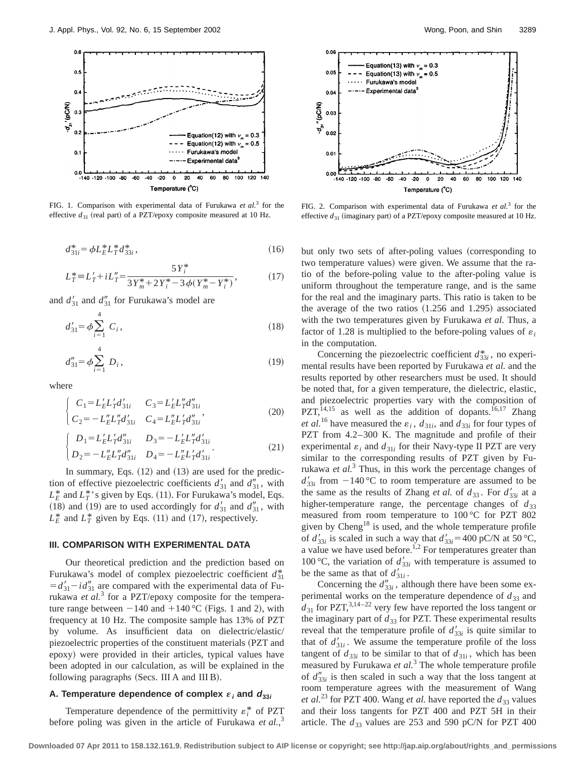FIG. 1. Comparison with experimental data of Furukawa *et al.*[3] for the effective $d_{31}$ (real part) of a PZT/epoxy composite measured at 10 Hz.

FIG. 2. Comparison with experimental data of Furukawa *et al.*[3] for the effective $d_{31}$ (imaginary part) of a PZT/epoxy composite measured at 10 Hz.

$$d_{31i}^{*}=\phi L_{E}^{*}L_{T}^{*}d_{33i}^{*}, \tag{16}$$

$$L_{T}^{*}\equiv L_{T}'+iL_{T}''=\frac{5Y_{i}^{*}}{3Y_{m}^{*}+2Y_{i}^{*}-3\phi(Y_{m}^{*}-Y_{i}^{*})}, \tag{17}$$

and $d_{31}'$ and $d_{31}''$ for Furukawa's model are

$$d_{31}'=\phi\sum_{i=1}^{4}C_{i}, \tag{18}$$

$$d_{31}''=\phi\sum_{i=1}^{4}D_{i}, \tag{19}$$

where

$$\begin{cases} C_1=L_E'L_T'd_{31i}' & C_3=L_E'L_T''d_{31i}'' \\ C_2=-L_E''L_T''d_{31i}' & C_4=L_E''L_T'd_{31i}'' \end{cases}, \tag{20}$$

$$\begin{cases} D_1=L_E'L_T'd_{31i}'' & D_3=-L_E'L_T''d_{31i}' \\ D_2=-L_E''L_T''d_{31i}'' & D_4=-L_E''L_T'd_{31i}' \end{cases}. \tag{21}$$

In summary, Eqs. (12) and (13) are used for the prediction of effective piezoelectric coefficients $d_{31}'$ and $d_{31}''$, with $L_E^*$ and $L_T^*$'s given by Eqs. (11). For Furukawa's model, Eqs. (18) and (19) are to used accordingly for $d_{31}'$ and $d_{31}''$, with $L_E^*$ and $L_T^*$ given by Eqs. (11) and (17), respectively.

### III. COMPARISON WITH EXPERIMENTAL DATA

Our theoretical prediction and the prediction based on Furukawa's model of complex piezoelectric coefficient $d_{31}^{*}=d_{31}'-id_{31}''$ are compared with the experimental data of Furukawa *et al.*[3] for a PZT/epoxy composite for the temperature range between $-140$ and $+140\,°\mathrm{C}$ (Figs. 1 and 2), with frequency at 10 Hz. The composite sample has 13% of PZT by volume. As insufficient data on dielectric/elastic/piezoelectric properties of the constituent materials (PZT and epoxy) were provided in their articles, typical values have been adopted in our calculation, as will be explained in the following paragraphs (Secs. III A and III B).

#### A. Temperature dependence of complex $\varepsilon_i$ and $d_{33i}$

Temperature dependence of the permittivity $\varepsilon_i^*$ of PZT before poling was given in the article of Furukawa *et al.*,[3] but only two sets of after-poling values (corresponding to two temperature values) were given. We assume that the ratio of the before-poling value to the after-poling value is uniform throughout the temperature range, and is the same for the real and the imaginary parts. This ratio is taken to be the average of the two ratios (1.256 and 1.295) associated with the two temperatures given by Furukawa *et al.* Thus, a factor of 1.28 is multiplied to the before-poling values of $\varepsilon_i$ in the computation.

Concerning the piezoelectric coefficient $d_{33i}^{*}$, no experimental results have been reported by Furukawa *et al.* and the results reported by other researchers must be used. It should be noted that, for a given temperature, the dielectric, elastic, and piezoelectric properties vary with the composition of PZT,[14,15] as well as the addition of dopants.[16,17] Zhang *et al.*[16] have measured the $\varepsilon_i$, $d_{31i}$, and $d_{33i}$ for four types of PZT from 4.2–300 K. The magnitude and profile of their experimental $\varepsilon_i$ and $d_{31i}$ for their Navy-type II PZT are very similar to the corresponding results of PZT given by Furukawa *et al.*[3] Thus, in this work the percentage changes of $d_{33i}'$ from $-140\,°\mathrm{C}$ to room temperature are assumed to be the same as the results of Zhang *et al.* of $d_{33}$. For $d_{33i}'$ at a higher-temperature range, the percentage changes of $d_{33}$ measured from room temperature to $100\,°\mathrm{C}$ for PZT 802 given by Cheng[18] is used, and the whole temperature profile of $d_{33i}'$ is scaled in such a way that $d_{33i}'=400$ pC/N at $50\,°\mathrm{C}$, a value we have used before.[1,2] For temperatures greater than $100\,°\mathrm{C}$, the variation of $d_{33i}'$ with temperature is assumed to be the same as that of $d_{31i}'$.

Concerning the $d_{33i}''$, although there have been some experimental works on the temperature dependence of $d_{33}$ and $d_{31}$ for PZT,[3,14–22] very few have reported the loss tangent or the imaginary part of $d_{33}$ for PZT. These experimental results reveal that the temperature profile of $d_{33i}'$ is quite similar to that of $d_{31i}'$. We assume the temperature profile of the loss tangent of $d_{33i}$ to be similar to that of $d_{31i}$, which has been measured by Furukawa *et al.*[3] The whole temperature profile of $d_{33i}''$ is then scaled in such a way that the loss tangent at room temperature agrees with the measurement of Wang *et al.*[23] for PZT 400. Wang *et al.* have reported the $d_{33}$ values and their loss tangents for PZT 400 and PZT 5H in their article. The $d_{33}$ values are 253 and 590 pC/N for PZT 400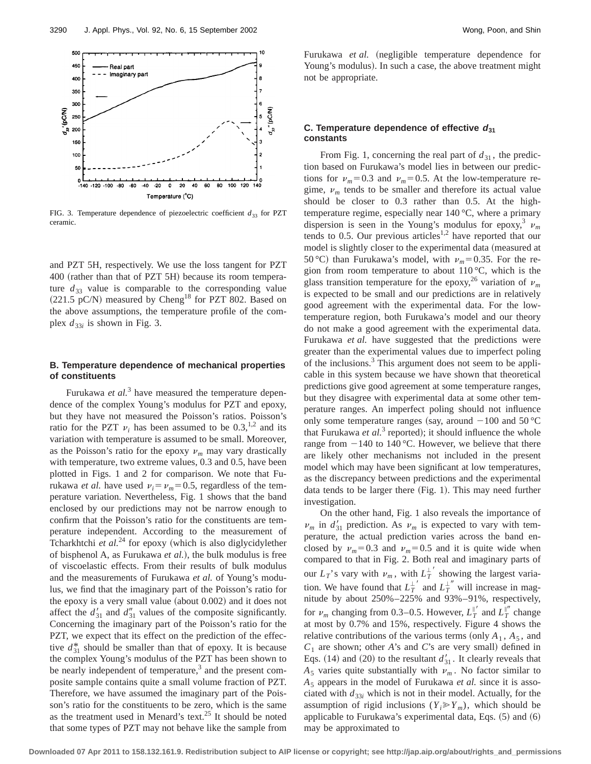FIG. 3. Temperature dependence of piezoelectric coefficient $d_{33}$ for PZT ceramic.

and PZT 5H, respectively. We use the loss tangent for PZT 400 (rather than that of PZT 5H) because its room temperature $d_{33}$ value is comparable to the corresponding value (221.5 pC/N) measured by Cheng[18] for PZT 802. Based on the above assumptions, the temperature profile of the complex $d_{33i}$ is shown in Fig. 3.

### B. Temperature dependence of mechanical properties of constituents

Furukawa *et al.*[3] have measured the temperature dependence of the complex Young's modulus for PZT and epoxy, but they have not measured the Poisson's ratios. Poisson's ratio for the PZT $\nu_i$ has been assumed to be 0.3,[1,2] and its variation with temperature is assumed to be small. Moreover, as the Poisson's ratio for the epoxy $\nu_m$ may vary drastically with temperature, two extreme values, 0.3 and 0.5, have been plotted in Figs. 1 and 2 for comparison. We note that Furukawa *et al.* have used $\nu_i = \nu_m = 0.5$, regardless of the temperature variation. Nevertheless, Fig. 1 shows that the band enclosed by our predictions may not be narrow enough to confirm that the Poisson's ratio for the constituents are temperature independent. According to the measurement of Tcharkhtchi *et al.*[24] for epoxy (which is also diglycidylether of bisphenol A, as Furukawa *et al.*), the bulk modulus is free of viscoelastic effects. From their results of bulk modulus and the measurements of Furukawa *et al.* of Young's modulus, we find that the imaginary part of the Poisson's ratio for the epoxy is a very small value (about 0.002) and it does not affect the $d'_{31}$ and $d''_{31}$ values of the composite significantly. Concerning the imaginary part of the Poisson's ratio for the PZT, we expect that its effect on the prediction of the effective $d^*_{31}$ should be smaller than that of epoxy. It is because the complex Young's modulus of the PZT has been shown to be nearly independent of temperature,[3] and the present composite sample contains quite a small volume fraction of PZT. Therefore, we have assumed the imaginary part of the Poisson's ratio for the constituents to be zero, which is the same as the treatment used in Menard's text.[25] It should be noted that some types of PZT may not behave like the sample from Furukawa *et al.* (negligible temperature dependence for Young's modulus). In such a case, the above treatment might not be appropriate.

### C. Temperature dependence of effective $d_{31}$ constants

From Fig. 1, concerning the real part of $d_{31}$, the prediction based on Furukawa's model lies in between our predictions for $\nu_m = 0.3$ and $\nu_m = 0.5$. At the low-temperature regime, $\nu_m$ tends to be smaller and therefore its actual value should be closer to 0.3 rather than 0.5. At the high-temperature regime, especially near 140 °C, where a primary dispersion is seen in the Young's modulus for epoxy,[3] $\nu_m$ tends to 0.5. Our previous articles[1,2] have reported that our model is slightly closer to the experimental data (measured at 50 °C) than Furukawa's model, with $\nu_m = 0.35$. For the region from room temperature to about 110 °C, which is the glass transition temperature for the epoxy,[26] variation of $\nu_m$ is expected to be small and our predictions are in relatively good agreement with the experimental data. For the low-temperature region, both Furukawa's model and our theory do not make a good agreement with the experimental data. Furukawa *et al.* have suggested that the predictions were greater than the experimental values due to imperfect poling of the inclusions.[3] This argument does not seem to be applicable in this system because we have shown that theoretical predictions give good agreement at some temperature ranges, but they disagree with experimental data at some other temperature ranges. An imperfect poling should not influence only some temperature ranges (say, around −100 and 50 °C that Furukawa *et al.*[3] reported); it should influence the whole range from −140 to 140 °C. However, we believe that there are likely other mechanisms not included in the present model which may have been significant at low temperatures, as the discrepancy between predictions and the experimental data tends to be larger there (Fig. 1). This may need further investigation.

On the other hand, Fig. 1 also reveals the importance of $\nu_m$ in $d'_{31}$ prediction. As $\nu_m$ is expected to vary with temperature, the actual prediction varies across the band enclosed by $\nu_m = 0.3$ and $\nu_m = 0.5$ and it is quite wide when compared to that in Fig. 2. Both real and imaginary parts of our $L_T$'s vary with $\nu_m$, with $L_T^{\perp\prime}$ showing the largest variation. We have found that $L_T^{\perp\prime}$ and $L_T^{\perp\prime\prime}$ will increase in magnitude by about 250%–225% and 93%–91%, respectively, for $\nu_m$ changing from 0.3–0.5. However, $L_T^{\parallel\prime}$ and $L_T^{\parallel\prime\prime}$ change at most by 0.7% and 15%, respectively. Figure 4 shows the relative contributions of the various terms (only $A_1$, $A_5$, and $C_1$ are shown; other $A$'s and $C$'s are very small) defined in Eqs. (14) and (20) to the resultant $d'_{31}$. It clearly reveals that $A_5$ varies quite substantially with $\nu_m$. No factor similar to $A_5$ appears in the model of Furukawa *et al.* since it is associated with $d_{33i}$ which is not in their model. Actually, for the assumption of rigid inclusions ($Y_i \gg Y_m$), which should be applicable to Furukawa's experimental data, Eqs. (5) and (6) may be approximated to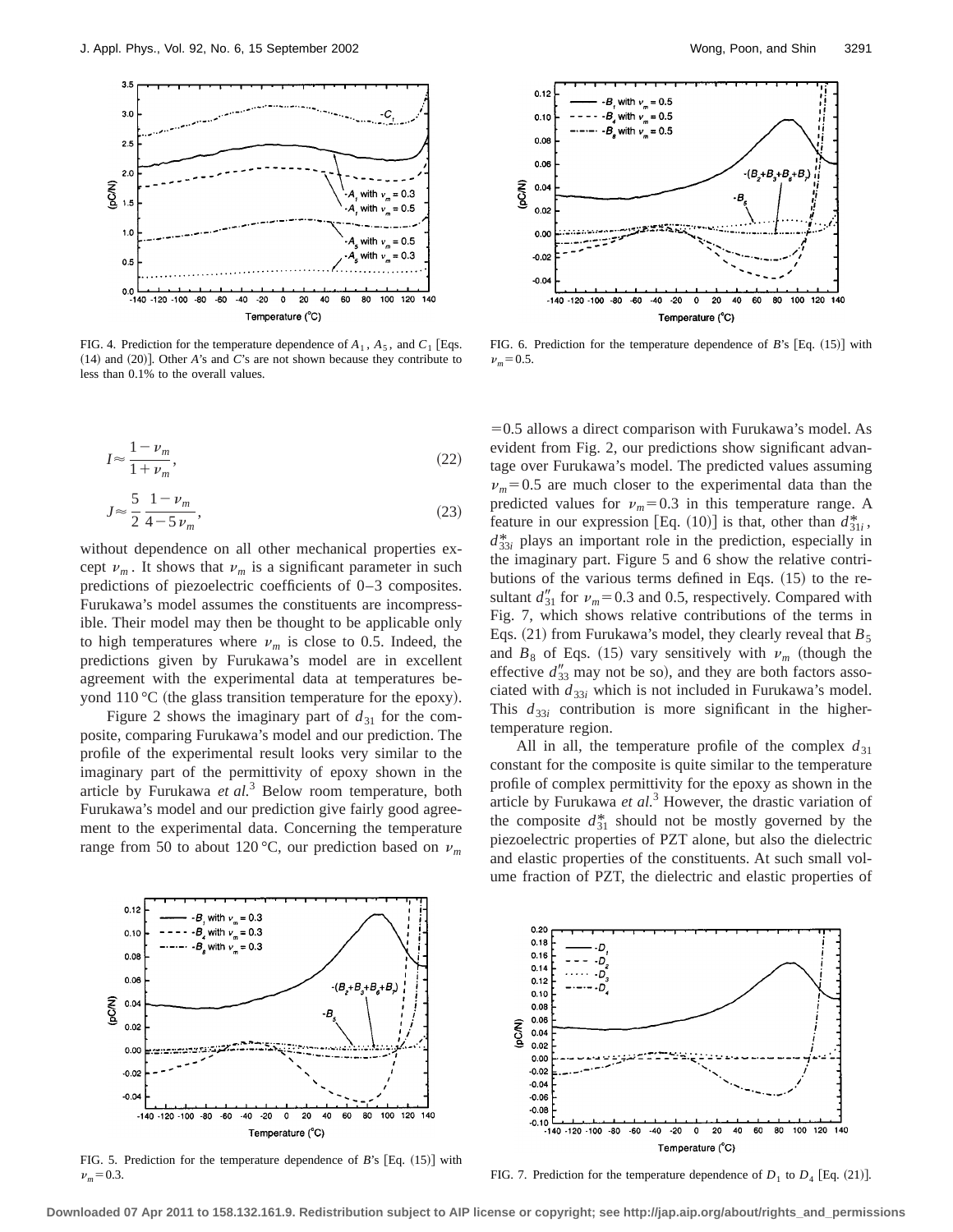FIG. 4. Prediction for the temperature dependence of $A_1$, $A_5$, and $C_1$ [Eqs. (14) and (20)]. Other $A$'s and $C$'s are not shown because they contribute to less than 0.1% to the overall values.

FIG. 6. Prediction for the temperature dependence of $B$'s [Eq. (15)] with $\nu_m = 0.5$.

$$I \approx \frac{1-\nu_m}{1+\nu_m}, \tag{22}$$

$$J \approx \frac{5}{2}\,\frac{1-\nu_m}{4-5\nu_m}, \tag{23}$$

without dependence on all other mechanical properties except $\nu_m$. It shows that $\nu_m$ is a significant parameter in such predictions of piezoelectric coefficients of 0–3 composites. Furukawa's model assumes the constituents are incompressible. Their model may then be thought to be applicable only to high temperatures where $\nu_m$ is close to 0.5. Indeed, the predictions given by Furukawa's model are in excellent agreement with the experimental data at temperatures beyond 110 °C (the glass transition temperature for the epoxy).

Figure 2 shows the imaginary part of $d_{31}$ for the composite, comparing Furukawa's model and our prediction. The profile of the experimental result looks very similar to the imaginary part of the permittivity of epoxy shown in the article by Furukawa *et al.*[3] Below room temperature, both Furukawa's model and our prediction give fairly good agreement to the experimental data. Concerning the temperature range from 50 to about 120 °C, our prediction based on $\nu_m = 0.5$ allows a direct comparison with Furukawa's model. As evident from Fig. 2, our predictions show significant advantage over Furukawa's model. The predicted values assuming $\nu_m = 0.5$ are much closer to the experimental data than the predicted values for $\nu_m = 0.3$ in this temperature range. A feature in our expression [Eq. (10)] is that, other than $d_{31i}^*$, $d_{33i}^*$ plays an important role in the prediction, especially in the imaginary part. Figure 5 and 6 show the relative contributions of the various terms defined in Eqs. (15) to the resultant $d_{31}''$ for $\nu_m = 0.3$ and 0.5, respectively. Compared with Fig. 7, which shows relative contributions of the terms in Eqs. (21) from Furukawa's model, they clearly reveal that $B_5$ and $B_8$ of Eqs. (15) vary sensitively with $\nu_m$ (though the effective $d_{33}''$ may not be so), and they are both factors associated with $d_{33i}$ which is not included in Furukawa's model. This $d_{33i}$ contribution is more significant in the higher-temperature region.

All in all, the temperature profile of the complex $d_{31}$ constant for the composite is quite similar to the temperature profile of complex permittivity for the epoxy as shown in the article by Furukawa *et al.*[3] However, the drastic variation of the composite $d_{31}^*$ should not be mostly governed by the piezoelectric properties of PZT alone, but also the dielectric and elastic properties of the constituents. At such small volume fraction of PZT, the dielectric and elastic properties of

FIG. 5. Prediction for the temperature dependence of $B$'s [Eq. (15)] with $\nu_m = 0.3$.

FIG. 7. Prediction for the temperature dependence of $D_1$ to $D_4$ [Eq. (21)].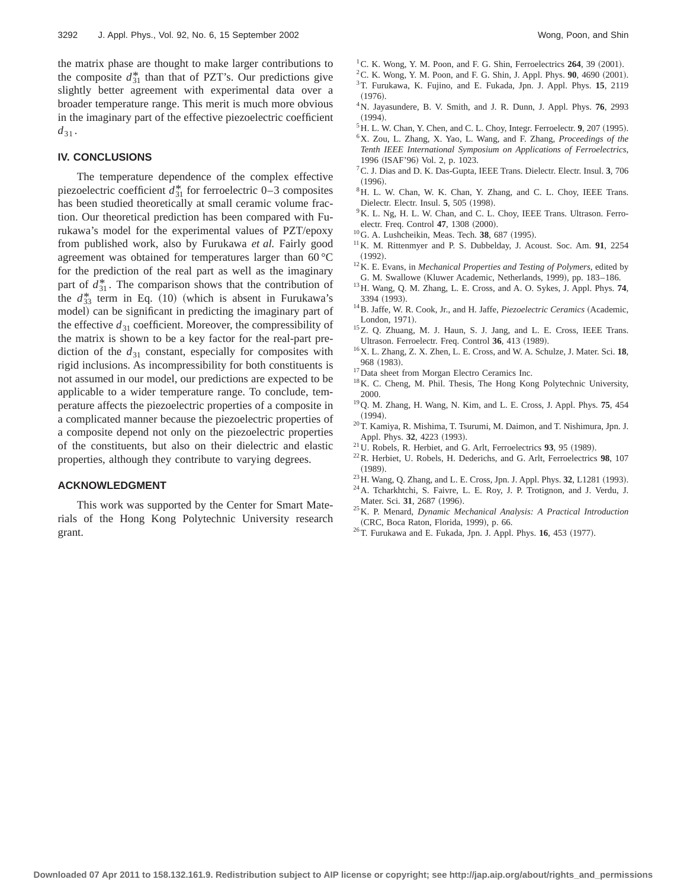the matrix phase are thought to make larger contributions to the composite $d_{31}^{*}$ than that of PZT's. Our predictions give slightly better agreement with experimental data over a broader temperature range. This merit is much more obvious in the imaginary part of the effective piezoelectric coefficient $d_{31}$.

## IV. CONCLUSIONS

The temperature dependence of the complex effective piezoelectric coefficient $d_{31}^{*}$ for ferroelectric 0–3 composites has been studied theoretically at small ceramic volume fraction. Our theoretical prediction has been compared with Furukawa's model for the experimental values of PZT/epoxy from published work, also by Furukawa *et al.* Fairly good agreement was obtained for temperatures larger than 60 °C for the prediction of the real part as well as the imaginary part of $d_{31}^{*}$. The comparison shows that the contribution of the $d_{33}^{*}$ term in Eq. (10) (which is absent in Furukawa's model) can be significant in predicting the imaginary part of the effective $d_{31}$ coefficient. Moreover, the compressibility of the matrix is shown to be a key factor for the real-part prediction of the $d_{31}$ constant, especially for composites with rigid inclusions. As incompressibility for both constituents is not assumed in our model, our predictions are expected to be applicable to a wider temperature range. To conclude, temperature affects the piezoelectric properties of a composite in a complicated manner because the piezoelectric properties of a composite depend not only on the piezoelectric properties of the constituents, but also on their dielectric and elastic properties, although they contribute to varying degrees.

## ACKNOWLEDGMENT

This work was supported by the Center for Smart Materials of the Hong Kong Polytechnic University research grant.

[1] C. K. Wong, Y. M. Poon, and F. G. Shin, Ferroelectrics **264**, 39 (2001).
[2] C. K. Wong, Y. M. Poon, and F. G. Shin, J. Appl. Phys. **90**, 4690 (2001).
[3] T. Furukawa, K. Fujino, and E. Fukada, Jpn. J. Appl. Phys. **15**, 2119 (1976).
[4] N. Jayasundere, B. V. Smith, and J. R. Dunn, J. Appl. Phys. **76**, 2993 (1994).
[5] H. L. W. Chan, Y. Chen, and C. L. Choy, Integr. Ferroelectr. **9**, 207 (1995).
[6] X. Zou, L. Zhang, X. Yao, L. Wang, and F. Zhang, *Proceedings of the Tenth IEEE International Symposium on Applications of Ferroelectrics*, 1996 (ISAF'96) Vol. 2, p. 1023.
[7] C. J. Dias and D. K. Das-Gupta, IEEE Trans. Dielectr. Electr. Insul. **3**, 706 (1996).
[8] H. L. W. Chan, W. K. Chan, Y. Zhang, and C. L. Choy, IEEE Trans. Dielectr. Electr. Insul. **5**, 505 (1998).
[9] K. L. Ng, H. L. W. Chan, and C. L. Choy, IEEE Trans. Ultrason. Ferroelectr. Freq. Control **47**, 1308 (2000).
[10] G. A. Lushcheikin, Meas. Tech. **38**, 687 (1995).
[11] K. M. Rittenmyer and P. S. Dubbelday, J. Acoust. Soc. Am. **91**, 2254 (1992).
[12] K. E. Evans, in *Mechanical Properties and Testing of Polymers*, edited by G. M. Swallowe (Kluwer Academic, Netherlands, 1999), pp. 183–186.
[13] H. Wang, Q. M. Zhang, L. E. Cross, and A. O. Sykes, J. Appl. Phys. **74**, 3394 (1993).
[14] B. Jaffe, W. R. Cook, Jr., and H. Jaffe, *Piezoelectric Ceramics* (Academic, London, 1971).
[15] Z. Q. Zhuang, M. J. Haun, S. J. Jang, and L. E. Cross, IEEE Trans. Ultrason. Ferroelectr. Freq. Control **36**, 413 (1989).
[16] X. L. Zhang, Z. X. Zhen, L. E. Cross, and W. A. Schulze, J. Mater. Sci. **18**, 968 (1983).
[17] Data sheet from Morgan Electro Ceramics Inc.
[18] K. C. Cheng, M. Phil. Thesis, The Hong Kong Polytechnic University, 2000.
[19] Q. M. Zhang, H. Wang, N. Kim, and L. E. Cross, J. Appl. Phys. **75**, 454 (1994).
[20] T. Kamiya, R. Mishima, T. Tsurumi, M. Daimon, and T. Nishimura, Jpn. J. Appl. Phys. **32**, 4223 (1993).
[21] U. Robels, R. Herbiet, and G. Arlt, Ferroelectrics **93**, 95 (1989).
[22] R. Herbiet, U. Robels, H. Dederichs, and G. Arlt, Ferroelectrics **98**, 107 (1989).
[23] H. Wang, Q. Zhang, and L. E. Cross, Jpn. J. Appl. Phys. **32**, L1281 (1993).
[24] A. Tcharkhtchi, S. Faivre, L. E. Roy, J. P. Trotignon, and J. Verdu, J. Mater. Sci. **31**, 2687 (1996).
[25] K. P. Menard, *Dynamic Mechanical Analysis: A Practical Introduction* (CRC, Boca Raton, Florida, 1999), p. 66.
[26] T. Furukawa and E. Fukada, Jpn. J. Appl. Phys. **16**, 453 (1977).